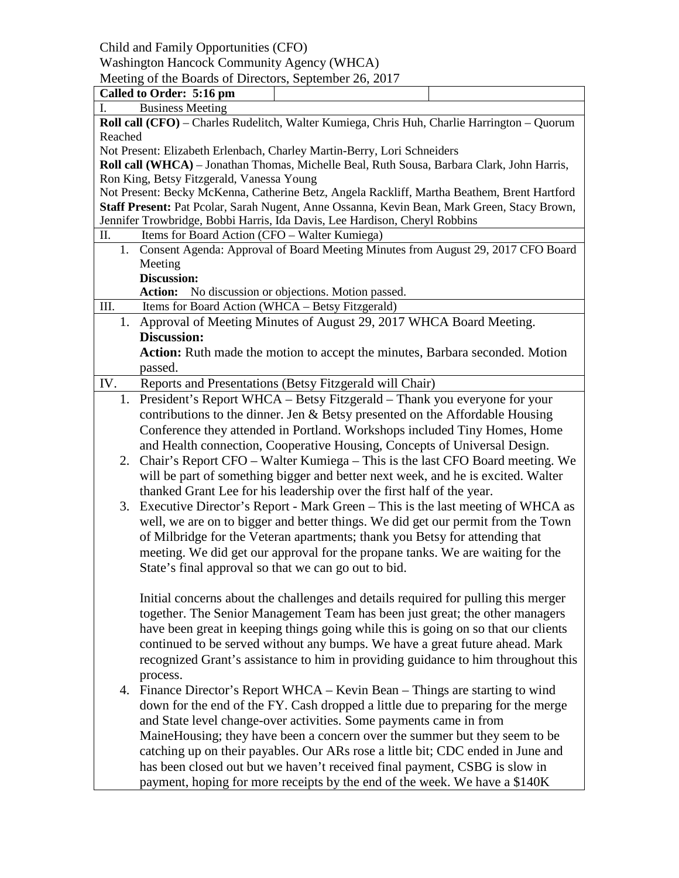Child and Family Opportunities (CFO)

Washington Hancock Community Agency (WHCA)

Meeting of the Boards of Directors, September 26, 2017

**Called to Order: 5:16 pm**

I. Business Meeting

**Roll call (CFO)** – Charles Rudelitch, Walter Kumiega, Chris Huh, Charlie Harrington – Quorum Reached

Not Present: Elizabeth Erlenbach, Charley Martin-Berry, Lori Schneiders

**Roll call (WHCA)** – Jonathan Thomas, Michelle Beal, Ruth Sousa, Barbara Clark, John Harris, Ron King, Betsy Fitzgerald, Vanessa Young

Not Present: Becky McKenna, Catherine Betz, Angela Rackliff, Martha Beathem, Brent Hartford

**Staff Present:** Pat Pcolar, Sarah Nugent, Anne Ossanna, Kevin Bean, Mark Green, Stacy Brown, Jennifer Trowbridge, Bobbi Harris, Ida Davis, Lee Hardison, Cheryl Robbins

II. Items for Board Action (CFO – Walter Kumiega)

1. Consent Agenda: Approval of Board Meeting Minutes from August 29, 2017 CFO Board Meeting
   **Discussion:**
   **Action:** No discussion or objections. Motion passed.

III. Items for Board Action (WHCA – Betsy Fitzgerald)

1. Approval of Meeting Minutes of August 29, 2017 WHCA Board Meeting.
   **Discussion:**
   **Action:** Ruth made the motion to accept the minutes, Barbara seconded. Motion passed.

IV. Reports and Presentations (Betsy Fitzgerald will Chair)

1. President's Report WHCA – Betsy Fitzgerald – Thank you everyone for your contributions to the dinner. Jen & Betsy presented on the Affordable Housing Conference they attended in Portland. Workshops included Tiny Homes, Home and Health connection, Cooperative Housing, Concepts of Universal Design.
2. Chair's Report CFO – Walter Kumiega – This is the last CFO Board meeting. We will be part of something bigger and better next week, and he is excited. Walter thanked Grant Lee for his leadership over the first half of the year.
3. Executive Director's Report - Mark Green – This is the last meeting of WHCA as well, we are on to bigger and better things. We did get our permit from the Town of Milbridge for the Veteran apartments; thank you Betsy for attending that meeting. We did get our approval for the propane tanks. We are waiting for the State's final approval so that we can go out to bid.

   Initial concerns about the challenges and details required for pulling this merger together. The Senior Management Team has been just great; the other managers have been great in keeping things going while this is going on so that our clients continued to be served without any bumps. We have a great future ahead. Mark recognized Grant's assistance to him in providing guidance to him throughout this process.
4. Finance Director's Report WHCA – Kevin Bean – Things are starting to wind down for the end of the FY. Cash dropped a little due to preparing for the merge and State level change-over activities. Some payments came in from MaineHousing; they have been a concern over the summer but they seem to be catching up on their payables. Our ARs rose a little bit; CDC ended in June and has been closed out but we haven't received final payment, CSBG is slow in payment, hoping for more receipts by the end of the week. We have a $140K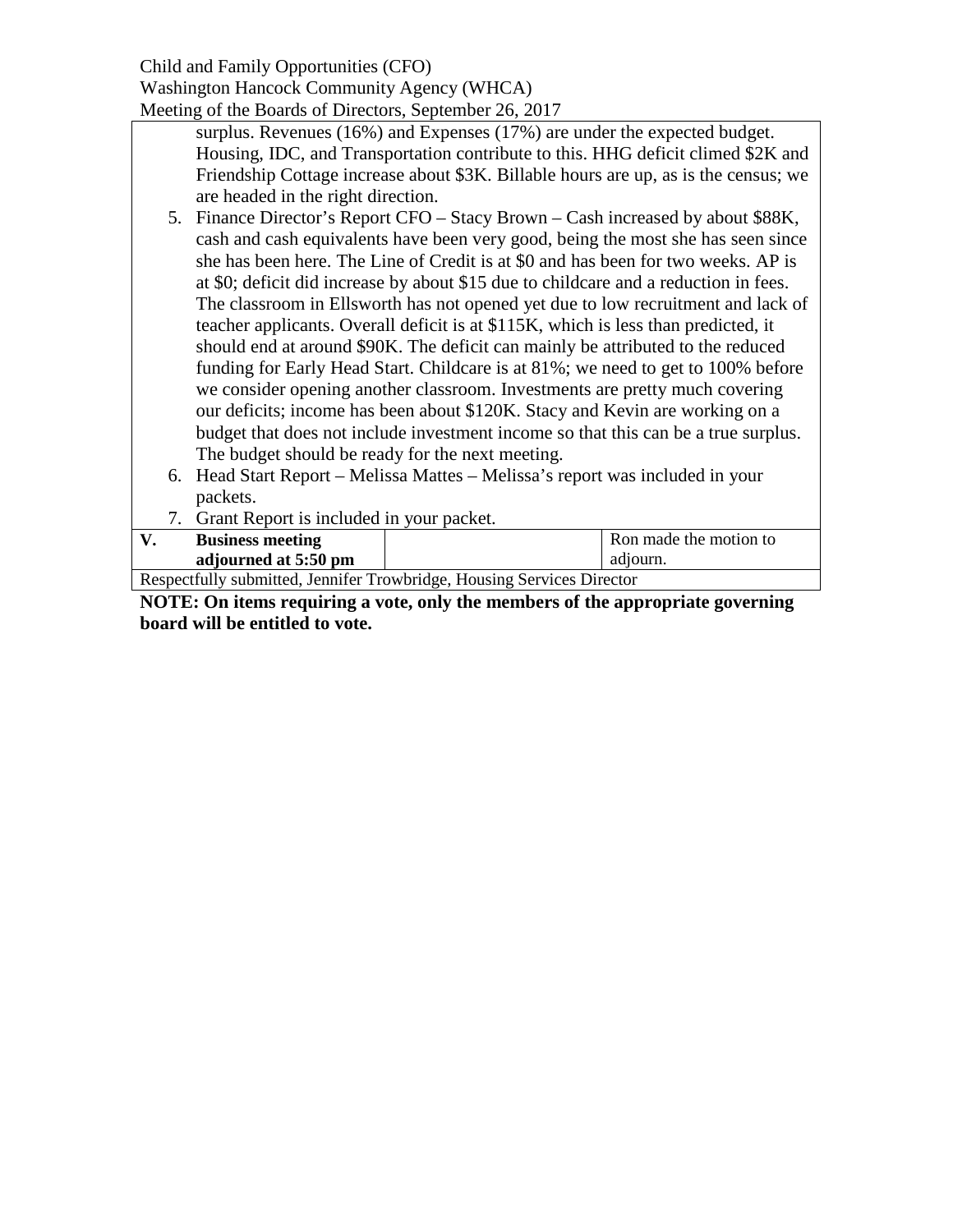Child and Family Opportunities (CFO)
Washington Hancock Community Agency (WHCA)
Meeting of the Boards of Directors, September 26, 2017

surplus. Revenues (16%) and Expenses (17%) are under the expected budget. Housing, IDC, and Transportation contribute to this. HHG deficit climed $2K and Friendship Cottage increase about $3K. Billable hours are up, as is the census; we are headed in the right direction.

5. Finance Director's Report CFO – Stacy Brown – Cash increased by about $88K, cash and cash equivalents have been very good, being the most she has seen since she has been here. The Line of Credit is at $0 and has been for two weeks. AP is at $0; deficit did increase by about $15 due to childcare and a reduction in fees. The classroom in Ellsworth has not opened yet due to low recruitment and lack of teacher applicants. Overall deficit is at $115K, which is less than predicted, it should end at around $90K. The deficit can mainly be attributed to the reduced funding for Early Head Start. Childcare is at 81%; we need to get to 100% before we consider opening another classroom. Investments are pretty much covering our deficits; income has been about $120K. Stacy and Kevin are working on a budget that does not include investment income so that this can be a true surplus. The budget should be ready for the next meeting.
6. Head Start Report – Melissa Mattes – Melissa's report was included in your packets.
7. Grant Report is included in your packet.

| | | | |
|---|---|---|---|
| **V.** | **Business meeting adjourned at 5:50 pm** | | Ron made the motion to adjourn. |

Respectfully submitted, Jennifer Trowbridge, Housing Services Director

**NOTE: On items requiring a vote, only the members of the appropriate governing board will be entitled to vote.**